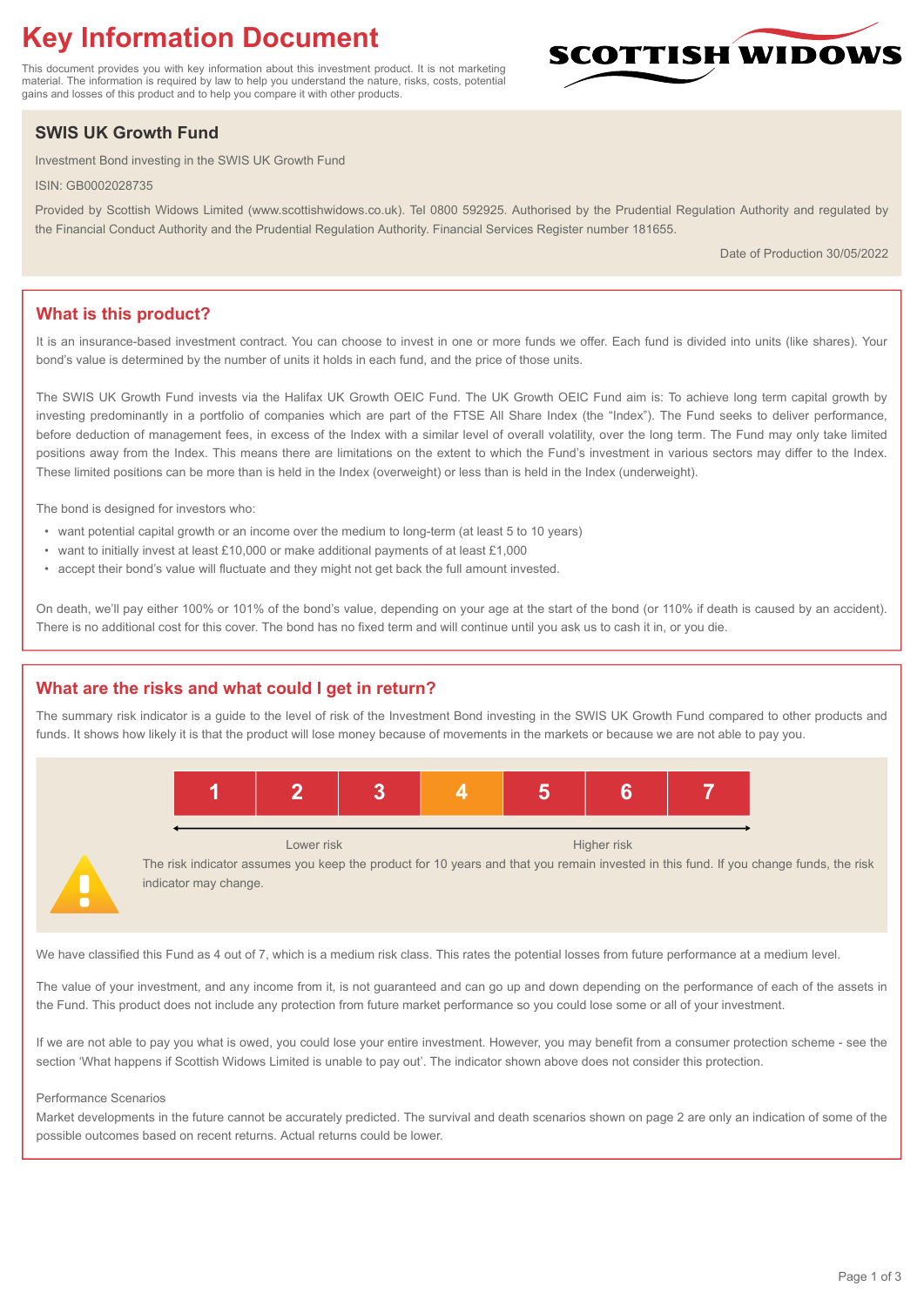# Key Information Document

This document provides you with key information about this investment product. It is not marketing material. The information is required by law to help you understand the nature, risks, costs, potential gains and losses of this product and to help you compare it with other products.

SCOTTISH WIDOWS

## SWIS UK Growth Fund

Investment Bond investing in the SWIS UK Growth Fund

ISIN: GB0002028735

Provided by Scottish Widows Limited (www.scottishwidows.co.uk). Tel 0800 592925. Authorised by the Prudential Regulation Authority and regulated by the Financial Conduct Authority and the Prudential Regulation Authority. Financial Services Register number 181655.

Date of Production 30/05/2022

## What is this product?

It is an insurance-based investment contract. You can choose to invest in one or more funds we offer. Each fund is divided into units (like shares). Your bond's value is determined by the number of units it holds in each fund, and the price of those units.

The SWIS UK Growth Fund invests via the Halifax UK Growth OEIC Fund. The UK Growth OEIC Fund aim is: To achieve long term capital growth by investing predominantly in a portfolio of companies which are part of the FTSE All Share Index (the "Index"). The Fund seeks to deliver performance, before deduction of management fees, in excess of the Index with a similar level of overall volatility, over the long term. The Fund may only take limited positions away from the Index. This means there are limitations on the extent to which the Fund's investment in various sectors may differ to the Index. These limited positions can be more than is held in the Index (overweight) or less than is held in the Index (underweight).

The bond is designed for investors who:

- want potential capital growth or an income over the medium to long-term (at least 5 to 10 years)
- want to initially invest at least £10,000 or make additional payments of at least £1,000
- accept their bond's value will fluctuate and they might not get back the full amount invested.

On death, we'll pay either 100% or 101% of the bond's value, depending on your age at the start of the bond (or 110% if death is caused by an accident). There is no additional cost for this cover. The bond has no fixed term and will continue until you ask us to cash it in, or you die.

## What are the risks and what could I get in return?

The summary risk indicator is a guide to the level of risk of the Investment Bond investing in the SWIS UK Growth Fund compared to other products and funds. It shows how likely it is that the product will lose money because of movements in the markets or because we are not able to pay you.

| 1 | 2 | 3 | **4** | 5 | 6 | 7 |
|---|---|---|---|---|---|---|

Lower risk ← → Higher risk

The risk indicator assumes you keep the product for 10 years and that you remain invested in this fund. If you change funds, the risk indicator may change.

We have classified this Fund as 4 out of 7, which is a medium risk class. This rates the potential losses from future performance at a medium level.

The value of your investment, and any income from it, is not guaranteed and can go up and down depending on the performance of each of the assets in the Fund. This product does not include any protection from future market performance so you could lose some or all of your investment.

If we are not able to pay you what is owed, you could lose your entire investment. However, you may benefit from a consumer protection scheme - see the section 'What happens if Scottish Widows Limited is unable to pay out'. The indicator shown above does not consider this protection.

Performance Scenarios

Market developments in the future cannot be accurately predicted. The survival and death scenarios shown on page 2 are only an indication of some of the possible outcomes based on recent returns. Actual returns could be lower.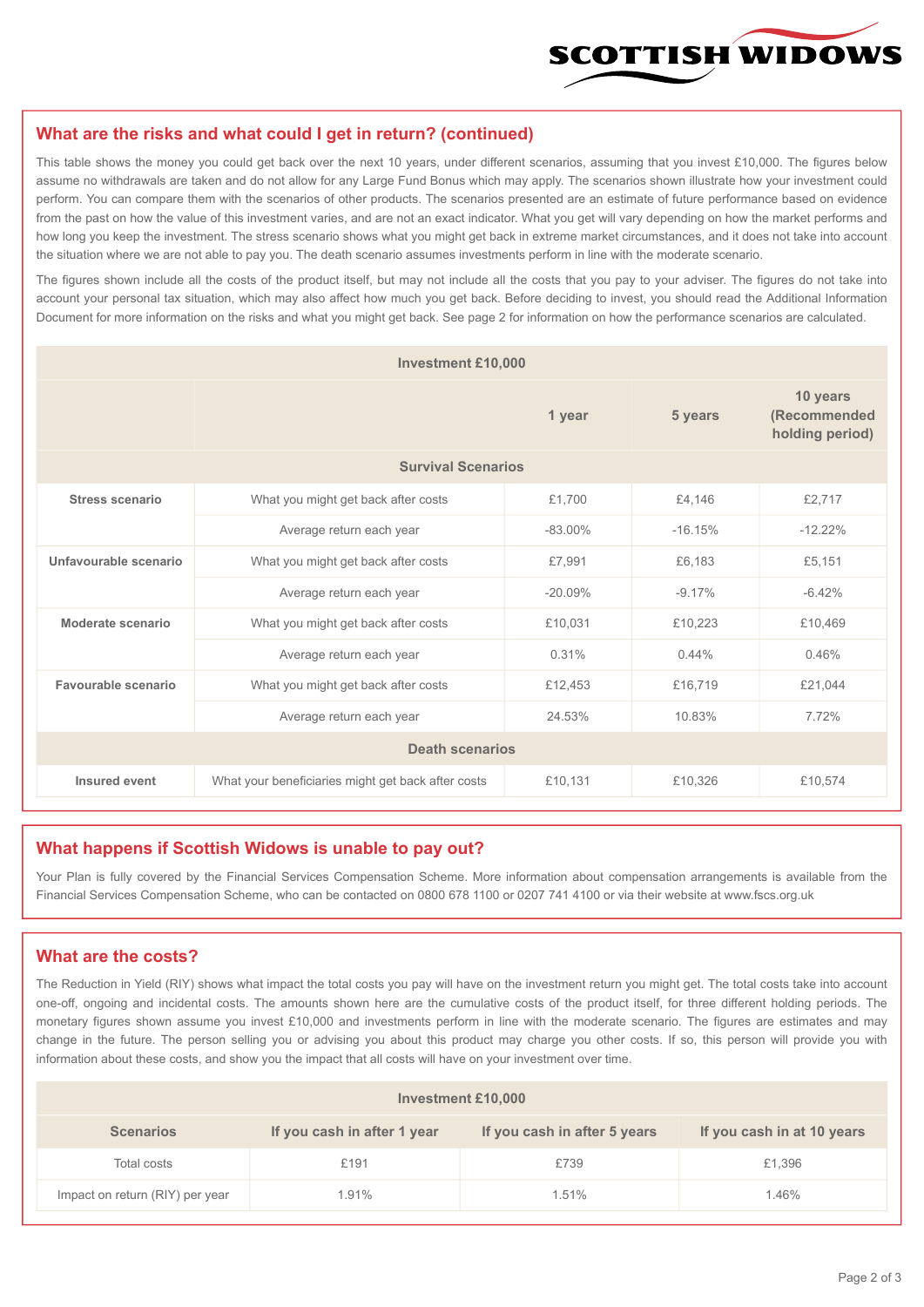## What are the risks and what could I get in return? (continued)

This table shows the money you could get back over the next 10 years, under different scenarios, assuming that you invest £10,000. The figures below assume no withdrawals are taken and do not allow for any Large Fund Bonus which may apply. The scenarios shown illustrate how your investment could perform. You can compare them with the scenarios of other products. The scenarios presented are an estimate of future performance based on evidence from the past on how the value of this investment varies, and are not an exact indicator. What you get will vary depending on how the market performs and how long you keep the investment. The stress scenario shows what you might get back in extreme market circumstances, and it does not take into account the situation where we are not able to pay you. The death scenario assumes investments perform in line with the moderate scenario.

The figures shown include all the costs of the product itself, but may not include all the costs that you pay to your adviser. The figures do not take into account your personal tax situation, which may also affect how much you get back. Before deciding to invest, you should read the Additional Information Document for more information on the risks and what you might get back. See page 2 for information on how the performance scenarios are calculated.

| Investment £10,000 | | | | |
|---|---|---|---|---|
| | | 1 year | 5 years | 10 years (Recommended holding period) |
| **Survival Scenarios** | | | | |
| **Stress scenario** | What you might get back after costs | £1,700 | £4,146 | £2,717 |
| | Average return each year | -83.00% | -16.15% | -12.22% |
| **Unfavourable scenario** | What you might get back after costs | £7,991 | £6,183 | £5,151 |
| | Average return each year | -20.09% | -9.17% | -6.42% |
| **Moderate scenario** | What you might get back after costs | £10,031 | £10,223 | £10,469 |
| | Average return each year | 0.31% | 0.44% | 0.46% |
| **Favourable scenario** | What you might get back after costs | £12,453 | £16,719 | £21,044 |
| | Average return each year | 24.53% | 10.83% | 7.72% |
| **Death scenarios** | | | | |
| **Insured event** | What your beneficiaries might get back after costs | £10,131 | £10,326 | £10,574 |

## What happens if Scottish Widows is unable to pay out?

Your Plan is fully covered by the Financial Services Compensation Scheme. More information about compensation arrangements is available from the Financial Services Compensation Scheme, who can be contacted on 0800 678 1100 or 0207 741 4100 or via their website at www.fscs.org.uk

## What are the costs?

The Reduction in Yield (RIY) shows what impact the total costs you pay will have on the investment return you might get. The total costs take into account one-off, ongoing and incidental costs. The amounts shown here are the cumulative costs of the product itself, for three different holding periods. The monetary figures shown assume you invest £10,000 and investments perform in line with the moderate scenario. The figures are estimates and may change in the future. The person selling you or advising you about this product may charge you other costs. If so, this person will provide you with information about these costs, and show you the impact that all costs will have on your investment over time.

| Investment £10,000 | | | |
|---|---|---|---|
| **Scenarios** | **If you cash in after 1 year** | **If you cash in after 5 years** | **If you cash in at 10 years** |
| Total costs | £191 | £739 | £1,396 |
| Impact on return (RIY) per year | 1.91% | 1.51% | 1.46% |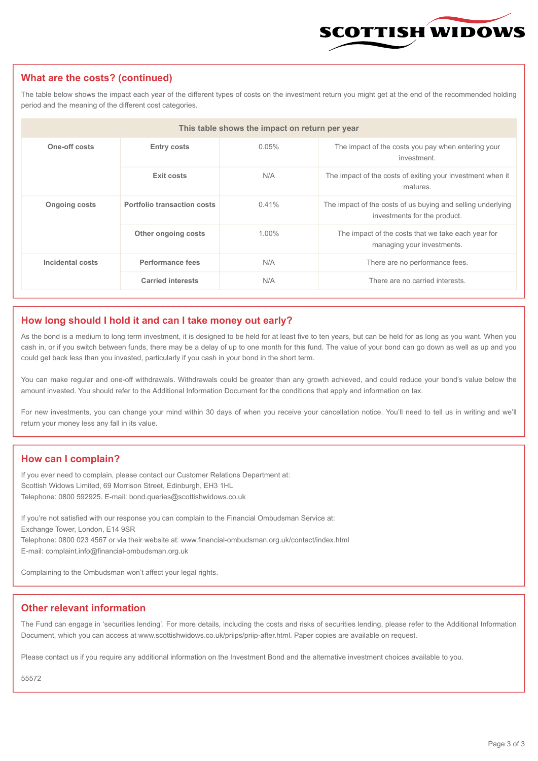## What are the costs? (continued)

The table below shows the impact each year of the different types of costs on the investment return you might get at the end of the recommended holding period and the meaning of the different cost categories.

| This table shows the impact on return per year | | | |
|---|---|---|---|
| **One-off costs** | **Entry costs** | 0.05% | The impact of the costs you pay when entering your investment. |
| | **Exit costs** | N/A | The impact of the costs of exiting your investment when it matures. |
| **Ongoing costs** | **Portfolio transaction costs** | 0.41% | The impact of the costs of us buying and selling underlying investments for the product. |
| | **Other ongoing costs** | 1.00% | The impact of the costs that we take each year for managing your investments. |
| **Incidental costs** | **Performance fees** | N/A | There are no performance fees. |
| | **Carried interests** | N/A | There are no carried interests. |

## How long should I hold it and can I take money out early?

As the bond is a medium to long term investment, it is designed to be held for at least five to ten years, but can be held for as long as you want. When you cash in, or if you switch between funds, there may be a delay of up to one month for this fund. The value of your bond can go down as well as up and you could get back less than you invested, particularly if you cash in your bond in the short term.

You can make regular and one-off withdrawals. Withdrawals could be greater than any growth achieved, and could reduce your bond's value below the amount invested. You should refer to the Additional Information Document for the conditions that apply and information on tax.

For new investments, you can change your mind within 30 days of when you receive your cancellation notice. You'll need to tell us in writing and we'll return your money less any fall in its value.

## How can I complain?

If you ever need to complain, please contact our Customer Relations Department at:
Scottish Widows Limited, 69 Morrison Street, Edinburgh, EH3 1HL
Telephone: 0800 592925. E-mail: bond.queries@scottishwidows.co.uk

If you're not satisfied with our response you can complain to the Financial Ombudsman Service at:
Exchange Tower, London, E14 9SR
Telephone: 0800 023 4567 or via their website at: www.financial-ombudsman.org.uk/contact/index.html
E-mail: complaint.info@financial-ombudsman.org.uk

Complaining to the Ombudsman won't affect your legal rights.

## Other relevant information

The Fund can engage in 'securities lending'. For more details, including the costs and risks of securities lending, please refer to the Additional Information Document, which you can access at www.scottishwidows.co.uk/priips/priip-after.html. Paper copies are available on request.

Please contact us if you require any additional information on the Investment Bond and the alternative investment choices available to you.

55572